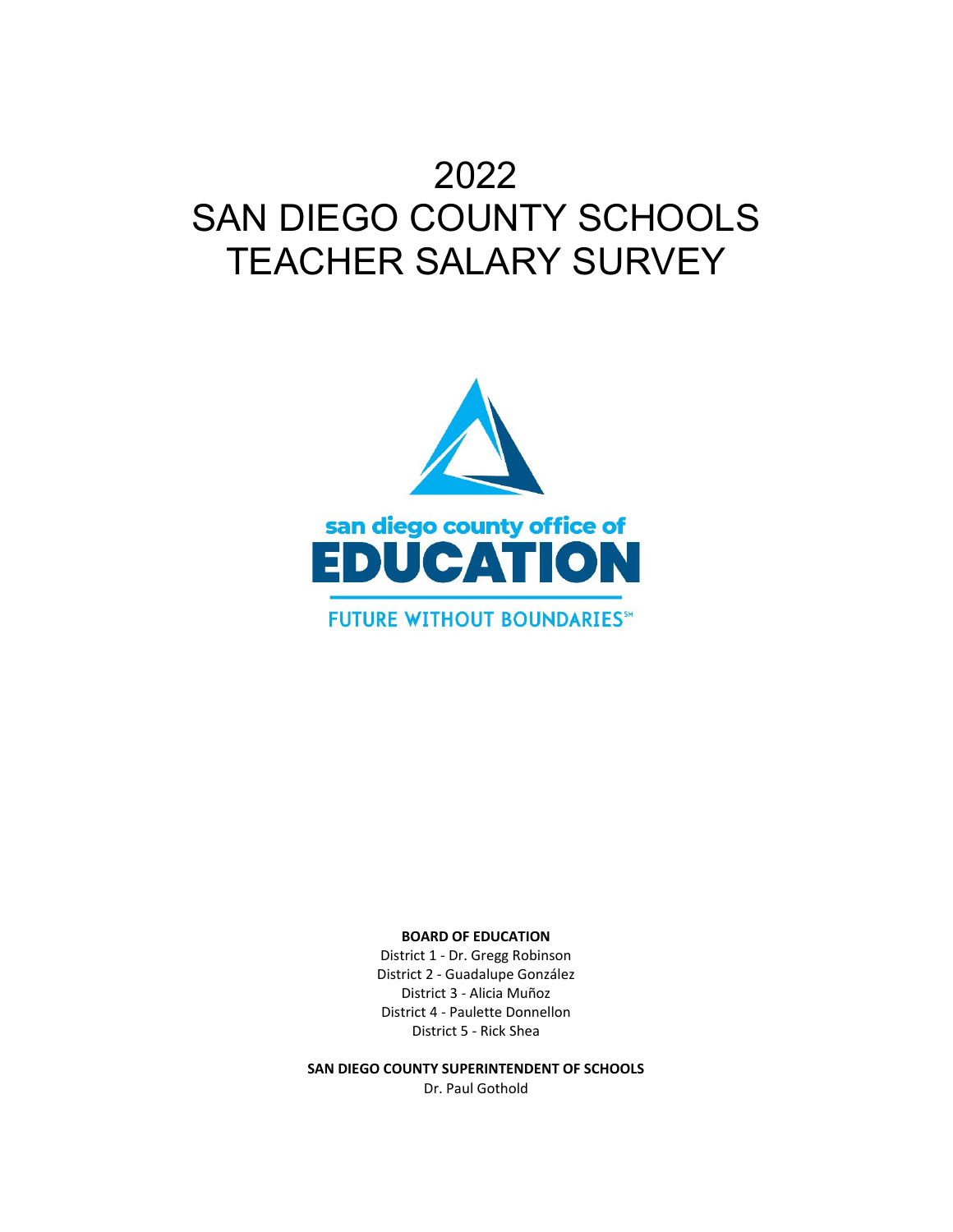# 2022
# SAN DIEGO COUNTY SCHOOLS
# TEACHER SALARY SURVEY

san diego county office of
EDUCATION
FUTURE WITHOUT BOUNDARIES℠

**BOARD OF EDUCATION**

District 1 - Dr. Gregg Robinson
District 2 - Guadalupe González
District 3 - Alicia Muñoz
District 4 - Paulette Donnellon
District 5 - Rick Shea

**SAN DIEGO COUNTY SUPERINTENDENT OF SCHOOLS**

Dr. Paul Gothold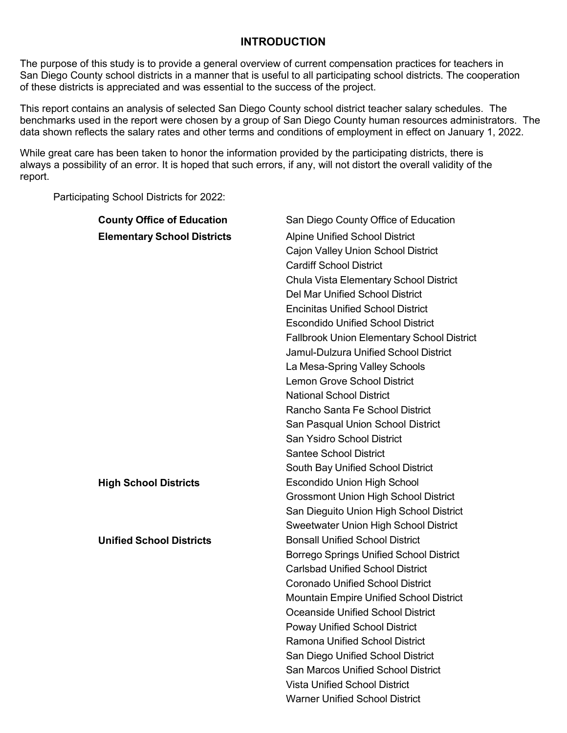# INTRODUCTION

The purpose of this study is to provide a general overview of current compensation practices for teachers in San Diego County school districts in a manner that is useful to all participating school districts. The cooperation of these districts is appreciated and was essential to the success of the project.

This report contains an analysis of selected San Diego County school district teacher salary schedules. The benchmarks used in the report were chosen by a group of San Diego County human resources administrators. The data shown reflects the salary rates and other terms and conditions of employment in effect on January 1, 2022.

While great care has been taken to honor the information provided by the participating districts, there is always a possibility of an error. It is hoped that such errors, if any, will not distort the overall validity of the report.

Participating School Districts for 2022:

| | |
|---|---|
| **County Office of Education** | San Diego County Office of Education |
| **Elementary School Districts** | Alpine Unified School District |
| | Cajon Valley Union School District |
| | Cardiff School District |
| | Chula Vista Elementary School District |
| | Del Mar Unified School District |
| | Encinitas Unified School District |
| | Escondido Unified School District |
| | Fallbrook Union Elementary School District |
| | Jamul-Dulzura Unified School District |
| | La Mesa-Spring Valley Schools |
| | Lemon Grove School District |
| | National School District |
| | Rancho Santa Fe School District |
| | San Pasqual Union School District |
| | San Ysidro School District |
| | Santee School District |
| | South Bay Unified School District |
| **High School Districts** | Escondido Union High School |
| | Grossmont Union High School District |
| | San Dieguito Union High School District |
| | Sweetwater Union High School District |
| **Unified School Districts** | Bonsall Unified School District |
| | Borrego Springs Unified School District |
| | Carlsbad Unified School District |
| | Coronado Unified School District |
| | Mountain Empire Unified School District |
| | Oceanside Unified School District |
| | Poway Unified School District |
| | Ramona Unified School District |
| | San Diego Unified School District |
| | San Marcos Unified School District |
| | Vista Unified School District |
| | Warner Unified School District |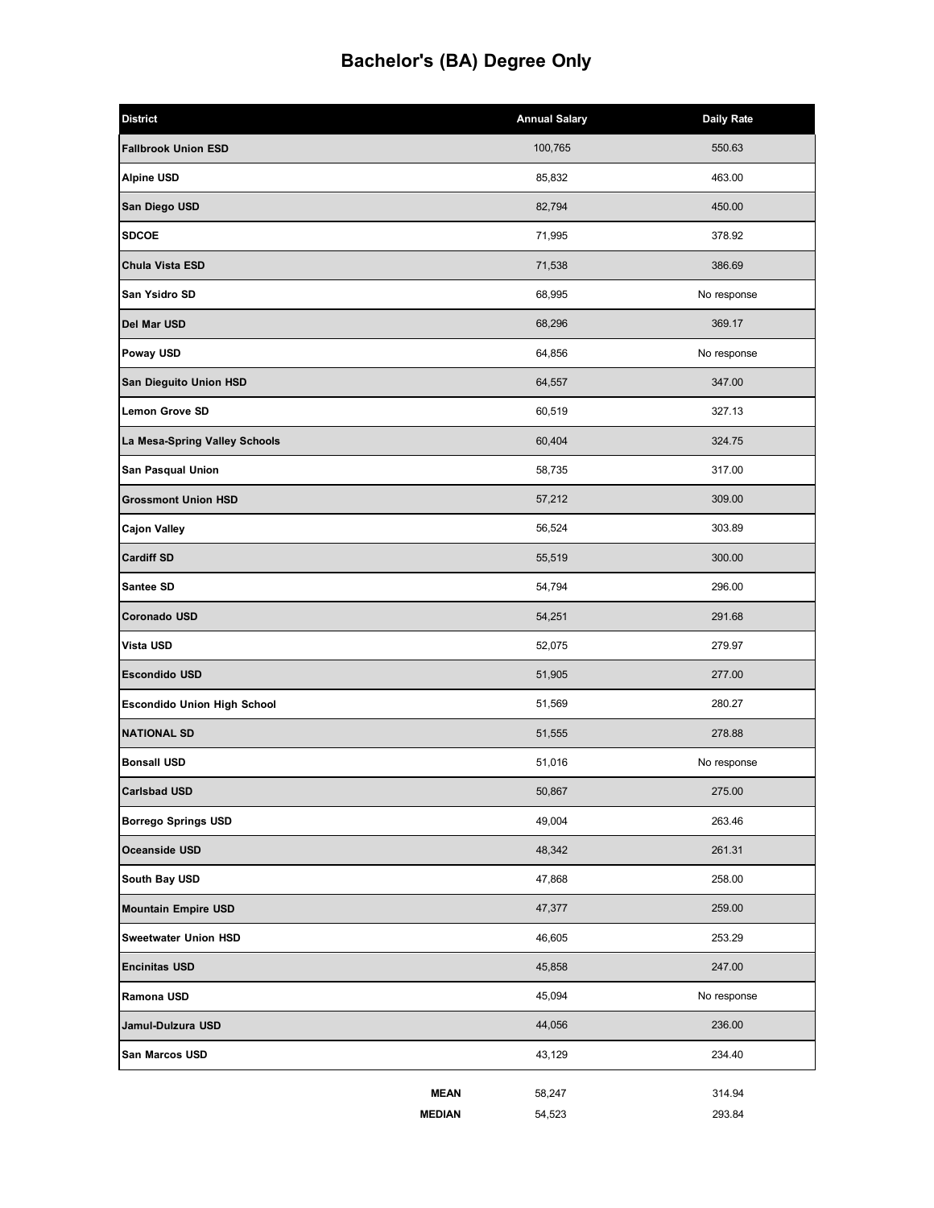# Bachelor's (BA) Degree Only

| District | Annual Salary | Daily Rate |
|---|---|---|
| **Fallbrook Union ESD** | 100,765 | 550.63 |
| **Alpine USD** | 85,832 | 463.00 |
| **San Diego USD** | 82,794 | 450.00 |
| **SDCOE** | 71,995 | 378.92 |
| **Chula Vista ESD** | 71,538 | 386.69 |
| **San Ysidro SD** | 68,995 | No response |
| **Del Mar USD** | 68,296 | 369.17 |
| **Poway USD** | 64,856 | No response |
| **San Dieguito Union HSD** | 64,557 | 347.00 |
| **Lemon Grove SD** | 60,519 | 327.13 |
| **La Mesa-Spring Valley Schools** | 60,404 | 324.75 |
| **San Pasqual Union** | 58,735 | 317.00 |
| **Grossmont Union HSD** | 57,212 | 309.00 |
| **Cajon Valley** | 56,524 | 303.89 |
| **Cardiff SD** | 55,519 | 300.00 |
| **Santee SD** | 54,794 | 296.00 |
| **Coronado USD** | 54,251 | 291.68 |
| **Vista USD** | 52,075 | 279.97 |
| **Escondido USD** | 51,905 | 277.00 |
| **Escondido Union High School** | 51,569 | 280.27 |
| **NATIONAL SD** | 51,555 | 278.88 |
| **Bonsall USD** | 51,016 | No response |
| **Carlsbad USD** | 50,867 | 275.00 |
| **Borrego Springs USD** | 49,004 | 263.46 |
| **Oceanside USD** | 48,342 | 261.31 |
| **South Bay USD** | 47,868 | 258.00 |
| **Mountain Empire USD** | 47,377 | 259.00 |
| **Sweetwater Union HSD** | 46,605 | 253.29 |
| **Encinitas USD** | 45,858 | 247.00 |
| **Ramona USD** | 45,094 | No response |
| **Jamul-Dulzura USD** | 44,056 | 236.00 |
| **San Marcos USD** | 43,129 | 234.40 |
| **MEAN** | 58,247 | 314.94 |
| **MEDIAN** | 54,523 | 293.84 |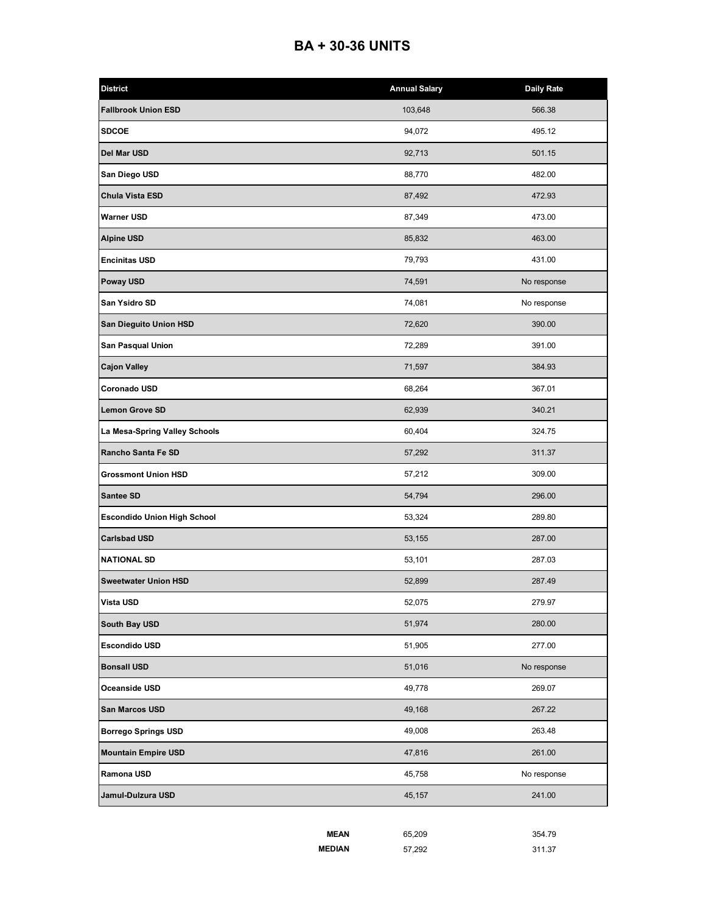# BA + 30-36 UNITS

| District | Annual Salary | Daily Rate |
|---|---|---|
| **Fallbrook Union ESD** | 103,648 | 566.38 |
| **SDCOE** | 94,072 | 495.12 |
| **Del Mar USD** | 92,713 | 501.15 |
| **San Diego USD** | 88,770 | 482.00 |
| **Chula Vista ESD** | 87,492 | 472.93 |
| **Warner USD** | 87,349 | 473.00 |
| **Alpine USD** | 85,832 | 463.00 |
| **Encinitas USD** | 79,793 | 431.00 |
| **Poway USD** | 74,591 | No response |
| **San Ysidro SD** | 74,081 | No response |
| **San Dieguito Union HSD** | 72,620 | 390.00 |
| **San Pasqual Union** | 72,289 | 391.00 |
| **Cajon Valley** | 71,597 | 384.93 |
| **Coronado USD** | 68,264 | 367.01 |
| **Lemon Grove SD** | 62,939 | 340.21 |
| **La Mesa-Spring Valley Schools** | 60,404 | 324.75 |
| **Rancho Santa Fe SD** | 57,292 | 311.37 |
| **Grossmont Union HSD** | 57,212 | 309.00 |
| **Santee SD** | 54,794 | 296.00 |
| **Escondido Union High School** | 53,324 | 289.80 |
| **Carlsbad USD** | 53,155 | 287.00 |
| **NATIONAL SD** | 53,101 | 287.03 |
| **Sweetwater Union HSD** | 52,899 | 287.49 |
| **Vista USD** | 52,075 | 279.97 |
| **South Bay USD** | 51,974 | 280.00 |
| **Escondido USD** | 51,905 | 277.00 |
| **Bonsall USD** | 51,016 | No response |
| **Oceanside USD** | 49,778 | 269.07 |
| **San Marcos USD** | 49,168 | 267.22 |
| **Borrego Springs USD** | 49,008 | 263.48 |
| **Mountain Empire USD** | 47,816 | 261.00 |
| **Ramona USD** | 45,758 | No response |
| **Jamul-Dulzura USD** | 45,157 | 241.00 |
| **MEAN** | 65,209 | 354.79 |
| **MEDIAN** | 57,292 | 311.37 |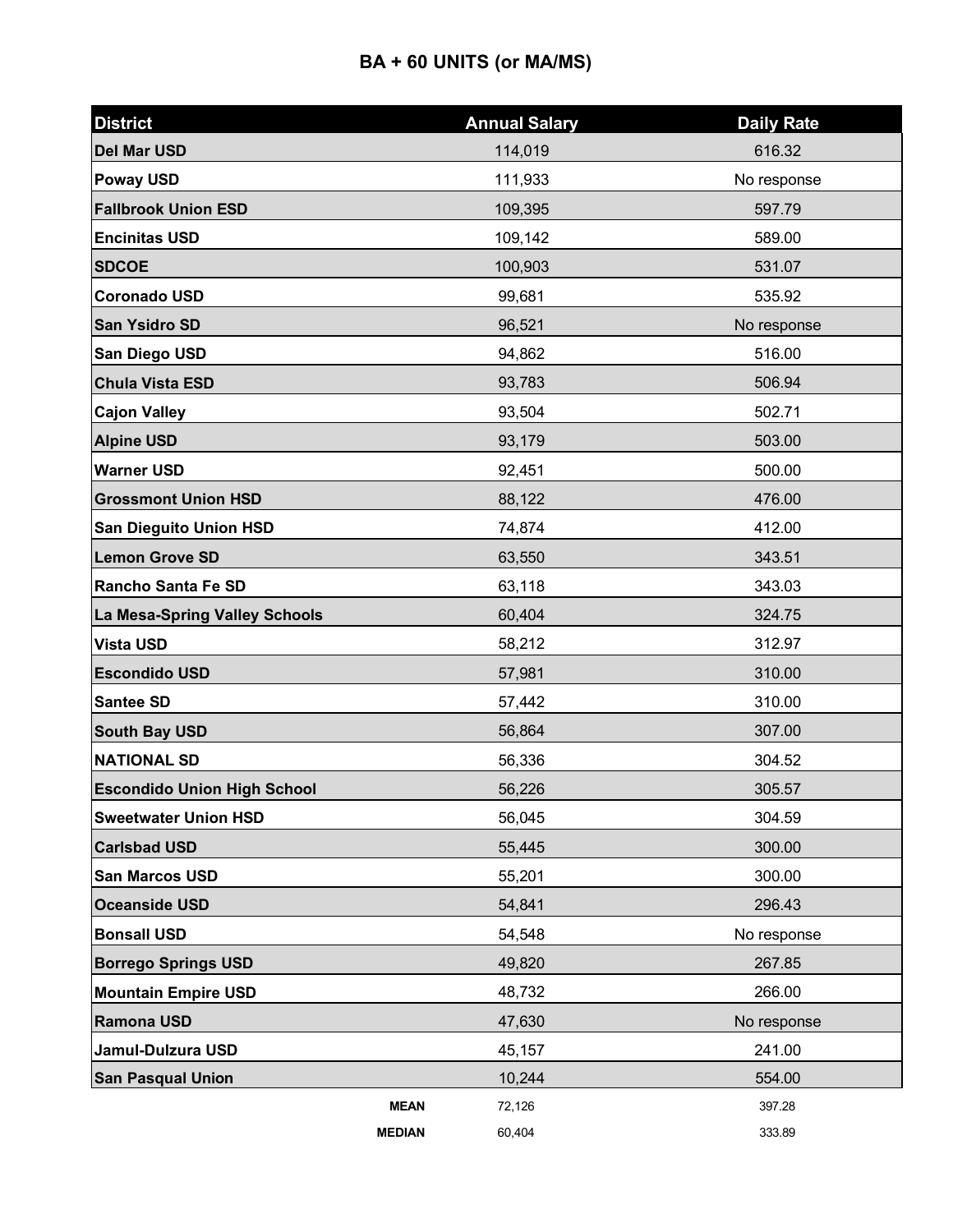# BA + 60 UNITS (or MA/MS)

| District | Annual Salary | Daily Rate |
|---|---|---|
| **Del Mar USD** | 114,019 | 616.32 |
| **Poway USD** | 111,933 | No response |
| **Fallbrook Union ESD** | 109,395 | 597.79 |
| **Encinitas USD** | 109,142 | 589.00 |
| **SDCOE** | 100,903 | 531.07 |
| **Coronado USD** | 99,681 | 535.92 |
| **San Ysidro SD** | 96,521 | No response |
| **San Diego USD** | 94,862 | 516.00 |
| **Chula Vista ESD** | 93,783 | 506.94 |
| **Cajon Valley** | 93,504 | 502.71 |
| **Alpine USD** | 93,179 | 503.00 |
| **Warner USD** | 92,451 | 500.00 |
| **Grossmont Union HSD** | 88,122 | 476.00 |
| **San Dieguito Union HSD** | 74,874 | 412.00 |
| **Lemon Grove SD** | 63,550 | 343.51 |
| **Rancho Santa Fe SD** | 63,118 | 343.03 |
| **La Mesa-Spring Valley Schools** | 60,404 | 324.75 |
| **Vista USD** | 58,212 | 312.97 |
| **Escondido USD** | 57,981 | 310.00 |
| **Santee SD** | 57,442 | 310.00 |
| **South Bay USD** | 56,864 | 307.00 |
| **NATIONAL SD** | 56,336 | 304.52 |
| **Escondido Union High School** | 56,226 | 305.57 |
| **Sweetwater Union HSD** | 56,045 | 304.59 |
| **Carlsbad USD** | 55,445 | 300.00 |
| **San Marcos USD** | 55,201 | 300.00 |
| **Oceanside USD** | 54,841 | 296.43 |
| **Bonsall USD** | 54,548 | No response |
| **Borrego Springs USD** | 49,820 | 267.85 |
| **Mountain Empire USD** | 48,732 | 266.00 |
| **Ramona USD** | 47,630 | No response |
| **Jamul-Dulzura USD** | 45,157 | 241.00 |
| **San Pasqual Union** | 10,244 | 554.00 |
| **MEAN** | 72,126 | 397.28 |
| **MEDIAN** | 60,404 | 333.89 |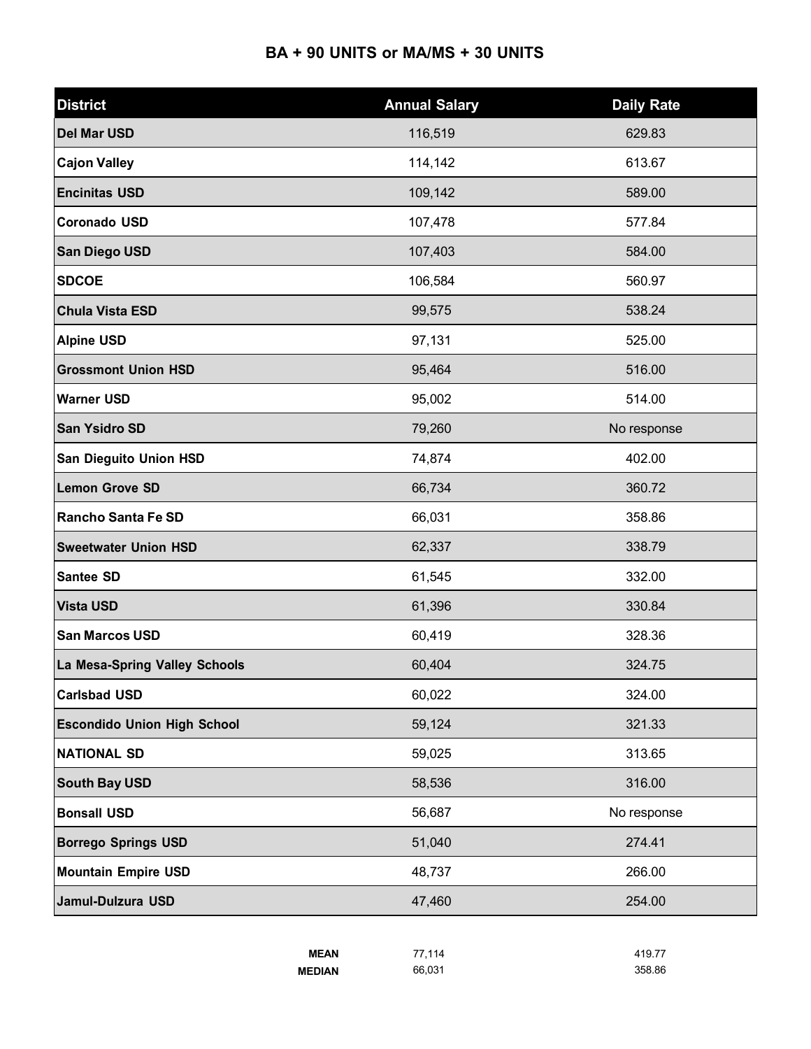## BA + 90 UNITS or MA/MS + 30 UNITS

| District | Annual Salary | Daily Rate |
|---|---|---|
| **Del Mar USD** | 116,519 | 629.83 |
| **Cajon Valley** | 114,142 | 613.67 |
| **Encinitas USD** | 109,142 | 589.00 |
| **Coronado USD** | 107,478 | 577.84 |
| **San Diego USD** | 107,403 | 584.00 |
| **SDCOE** | 106,584 | 560.97 |
| **Chula Vista ESD** | 99,575 | 538.24 |
| **Alpine USD** | 97,131 | 525.00 |
| **Grossmont Union HSD** | 95,464 | 516.00 |
| **Warner USD** | 95,002 | 514.00 |
| **San Ysidro SD** | 79,260 | No response |
| **San Dieguito Union HSD** | 74,874 | 402.00 |
| **Lemon Grove SD** | 66,734 | 360.72 |
| **Rancho Santa Fe SD** | 66,031 | 358.86 |
| **Sweetwater Union HSD** | 62,337 | 338.79 |
| **Santee SD** | 61,545 | 332.00 |
| **Vista USD** | 61,396 | 330.84 |
| **San Marcos USD** | 60,419 | 328.36 |
| **La Mesa-Spring Valley Schools** | 60,404 | 324.75 |
| **Carlsbad USD** | 60,022 | 324.00 |
| **Escondido Union High School** | 59,124 | 321.33 |
| **NATIONAL SD** | 59,025 | 313.65 |
| **South Bay USD** | 58,536 | 316.00 |
| **Bonsall USD** | 56,687 | No response |
| **Borrego Springs USD** | 51,040 | 274.41 |
| **Mountain Empire USD** | 48,737 | 266.00 |
| **Jamul-Dulzura USD** | 47,460 | 254.00 |
| **MEAN** | 77,114 | 419.77 |
| **MEDIAN** | 66,031 | 358.86 |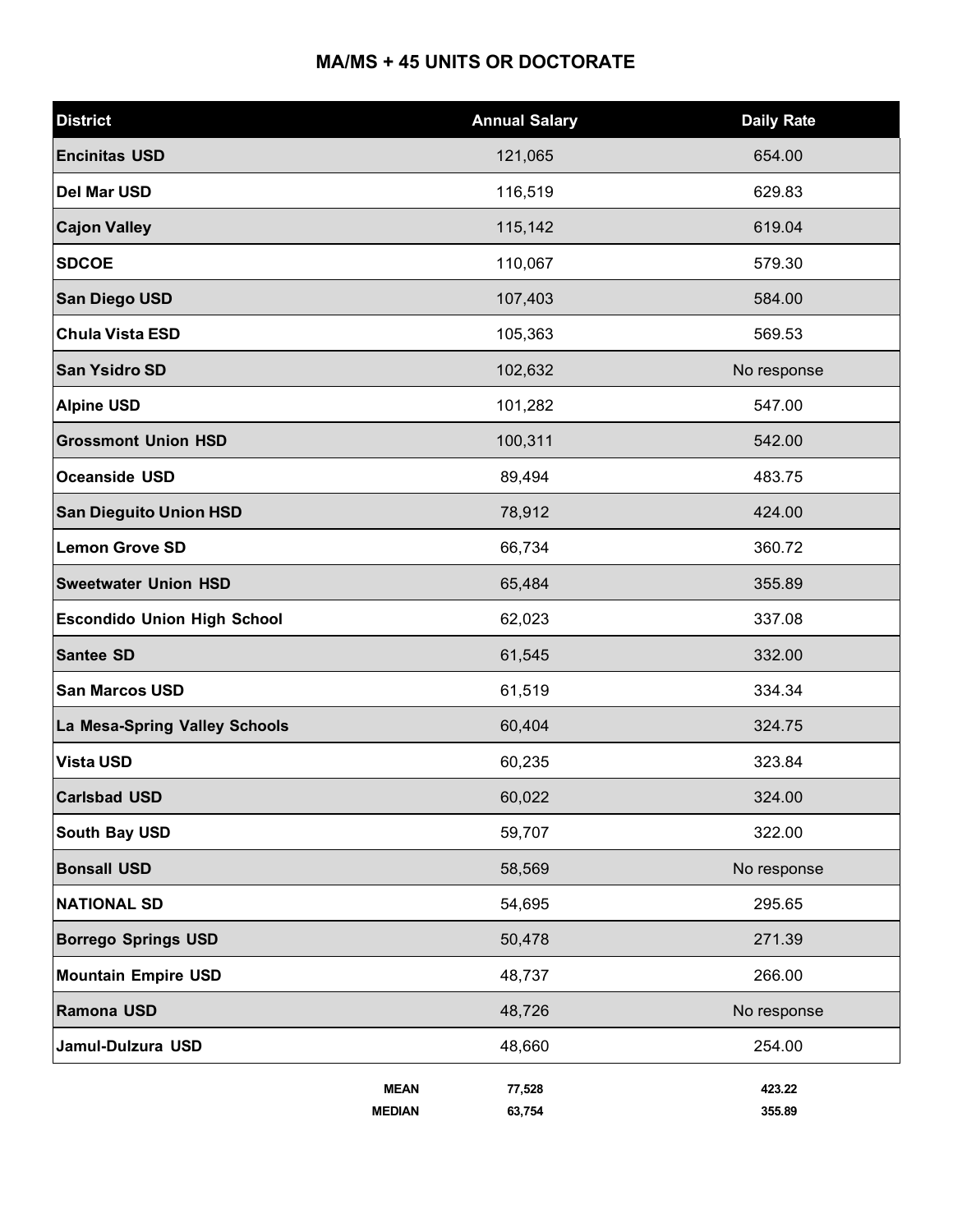# MA/MS + 45 UNITS OR DOCTORATE

| District | Annual Salary | Daily Rate |
|---|---|---|
| **Encinitas USD** | 121,065 | 654.00 |
| **Del Mar USD** | 116,519 | 629.83 |
| **Cajon Valley** | 115,142 | 619.04 |
| **SDCOE** | 110,067 | 579.30 |
| **San Diego USD** | 107,403 | 584.00 |
| **Chula Vista ESD** | 105,363 | 569.53 |
| **San Ysidro SD** | 102,632 | No response |
| **Alpine USD** | 101,282 | 547.00 |
| **Grossmont Union HSD** | 100,311 | 542.00 |
| **Oceanside USD** | 89,494 | 483.75 |
| **San Dieguito Union HSD** | 78,912 | 424.00 |
| **Lemon Grove SD** | 66,734 | 360.72 |
| **Sweetwater Union HSD** | 65,484 | 355.89 |
| **Escondido Union High School** | 62,023 | 337.08 |
| **Santee SD** | 61,545 | 332.00 |
| **San Marcos USD** | 61,519 | 334.34 |
| **La Mesa-Spring Valley Schools** | 60,404 | 324.75 |
| **Vista USD** | 60,235 | 323.84 |
| **Carlsbad USD** | 60,022 | 324.00 |
| **South Bay USD** | 59,707 | 322.00 |
| **Bonsall USD** | 58,569 | No response |
| **NATIONAL SD** | 54,695 | 295.65 |
| **Borrego Springs USD** | 50,478 | 271.39 |
| **Mountain Empire USD** | 48,737 | 266.00 |
| **Ramona USD** | 48,726 | No response |
| **Jamul-Dulzura USD** | 48,660 | 254.00 |
| **MEAN** | **77,528** | **423.22** |
| **MEDIAN** | **63,754** | **355.89** |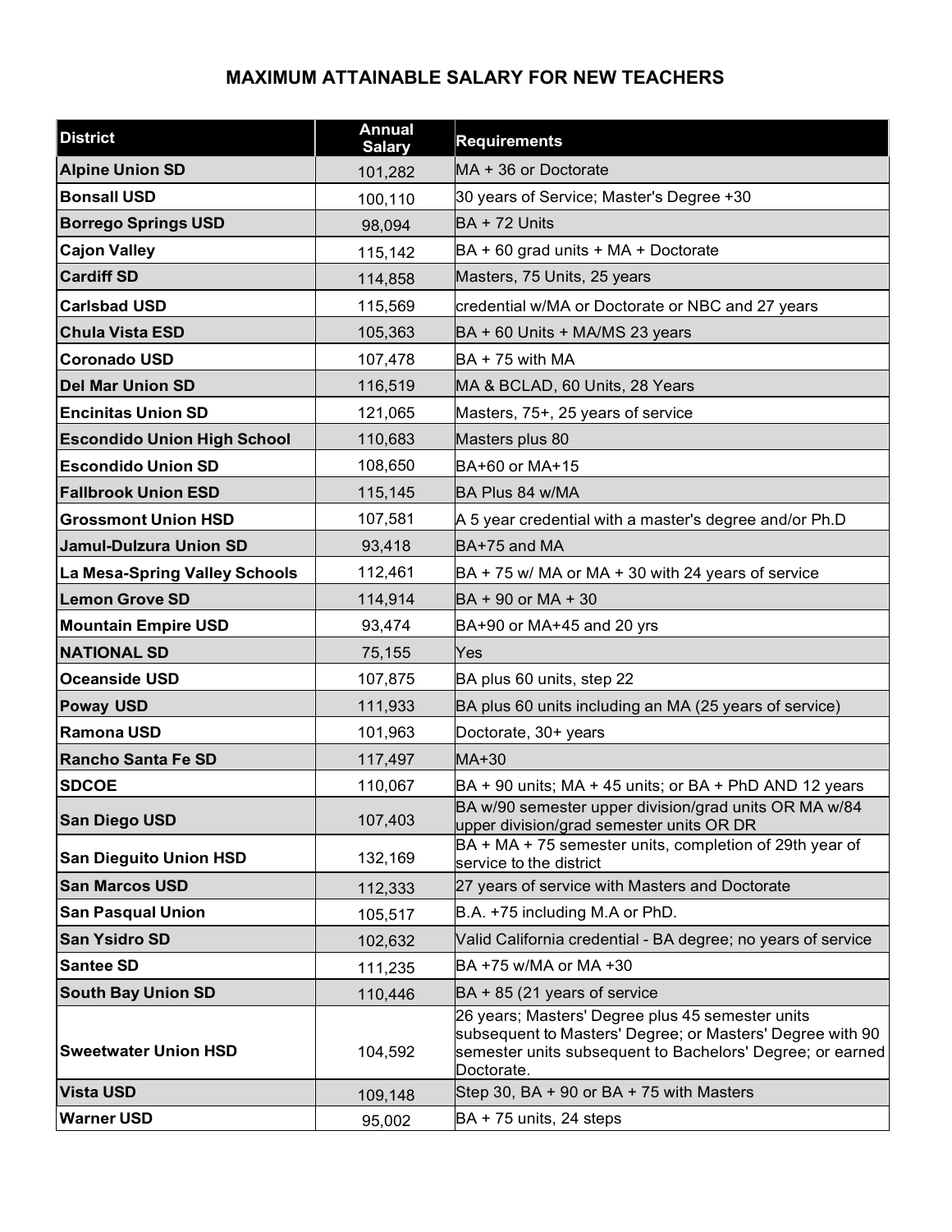# MAXIMUM ATTAINABLE SALARY FOR NEW TEACHERS

| District | Annual Salary | Requirements |
|---|---|---|
| **Alpine Union SD** | 101,282 | MA + 36 or Doctorate |
| **Bonsall USD** | 100,110 | 30 years of Service; Master's Degree +30 |
| **Borrego Springs USD** | 98,094 | BA + 72 Units |
| **Cajon Valley** | 115,142 | BA + 60 grad units + MA + Doctorate |
| **Cardiff SD** | 114,858 | Masters, 75 Units, 25 years |
| **Carlsbad USD** | 115,569 | credential w/MA or Doctorate or NBC and 27 years |
| **Chula Vista ESD** | 105,363 | BA + 60 Units + MA/MS 23 years |
| **Coronado USD** | 107,478 | BA + 75 with MA |
| **Del Mar Union SD** | 116,519 | MA & BCLAD, 60 Units, 28 Years |
| **Encinitas Union SD** | 121,065 | Masters, 75+, 25 years of service |
| **Escondido Union High School** | 110,683 | Masters plus 80 |
| **Escondido Union SD** | 108,650 | BA+60 or MA+15 |
| **Fallbrook Union ESD** | 115,145 | BA Plus 84 w/MA |
| **Grossmont Union HSD** | 107,581 | A 5 year credential with a master's degree and/or Ph.D |
| **Jamul-Dulzura Union SD** | 93,418 | BA+75 and MA |
| **La Mesa-Spring Valley Schools** | 112,461 | BA + 75 w/ MA or MA + 30 with 24 years of service |
| **Lemon Grove SD** | 114,914 | BA + 90 or MA + 30 |
| **Mountain Empire USD** | 93,474 | BA+90 or MA+45 and 20 yrs |
| **NATIONAL SD** | 75,155 | Yes |
| **Oceanside USD** | 107,875 | BA plus 60 units, step 22 |
| **Poway USD** | 111,933 | BA plus 60 units including an MA (25 years of service) |
| **Ramona USD** | 101,963 | Doctorate, 30+ years |
| **Rancho Santa Fe SD** | 117,497 | MA+30 |
| **SDCOE** | 110,067 | BA + 90 units; MA + 45 units; or BA + PhD AND 12 years |
| **San Diego USD** | 107,403 | BA w/90 semester upper division/grad units OR MA w/84 upper division/grad semester units OR DR |
| **San Dieguito Union HSD** | 132,169 | BA + MA + 75 semester units, completion of 29th year of service to the district |
| **San Marcos USD** | 112,333 | 27 years of service with Masters and Doctorate |
| **San Pasqual Union** | 105,517 | B.A. +75 including M.A or PhD. |
| **San Ysidro SD** | 102,632 | Valid California credential - BA degree; no years of service |
| **Santee SD** | 111,235 | BA +75 w/MA or MA +30 |
| **South Bay Union SD** | 110,446 | BA + 85 (21 years of service |
| **Sweetwater Union HSD** | 104,592 | 26 years; Masters' Degree plus 45 semester units subsequent to Masters' Degree; or Masters' Degree with 90 semester units subsequent to Bachelors' Degree; or earned Doctorate. |
| **Vista USD** | 109,148 | Step 30, BA + 90 or BA + 75 with Masters |
| **Warner USD** | 95,002 | BA + 75 units, 24 steps |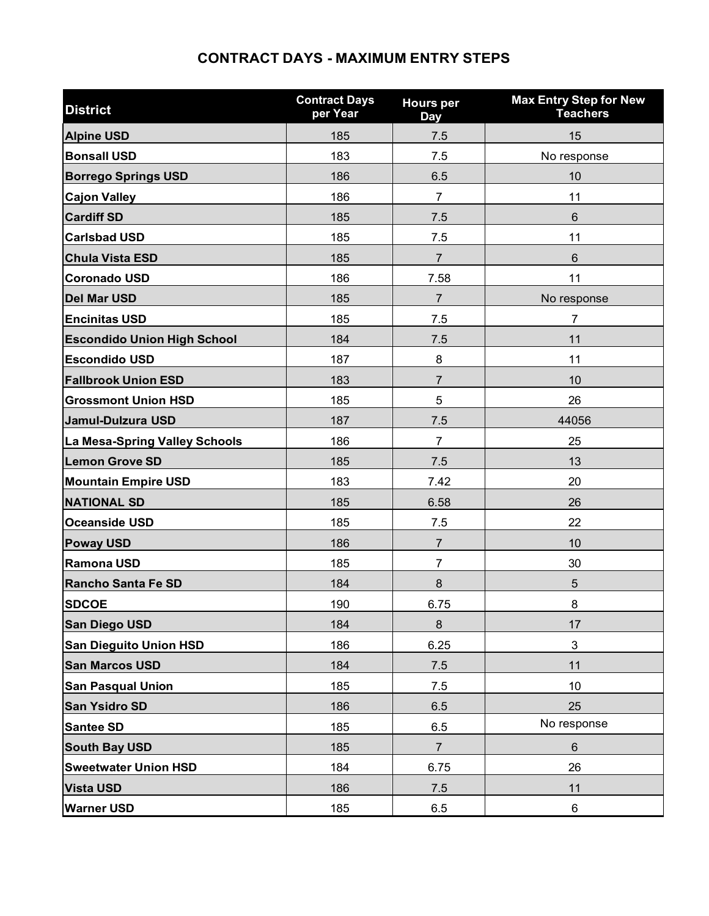## CONTRACT DAYS - MAXIMUM ENTRY STEPS

| District | Contract Days per Year | Hours per Day | Max Entry Step for New Teachers |
|---|---|---|---|
| **Alpine USD** | 185 | 7.5 | 15 |
| **Bonsall USD** | 183 | 7.5 | No response |
| **Borrego Springs USD** | 186 | 6.5 | 10 |
| **Cajon Valley** | 186 | 7 | 11 |
| **Cardiff SD** | 185 | 7.5 | 6 |
| **Carlsbad USD** | 185 | 7.5 | 11 |
| **Chula Vista ESD** | 185 | 7 | 6 |
| **Coronado USD** | 186 | 7.58 | 11 |
| **Del Mar USD** | 185 | 7 | No response |
| **Encinitas USD** | 185 | 7.5 | 7 |
| **Escondido Union High School** | 184 | 7.5 | 11 |
| **Escondido USD** | 187 | 8 | 11 |
| **Fallbrook Union ESD** | 183 | 7 | 10 |
| **Grossmont Union HSD** | 185 | 5 | 26 |
| **Jamul-Dulzura USD** | 187 | 7.5 | 44056 |
| **La Mesa-Spring Valley Schools** | 186 | 7 | 25 |
| **Lemon Grove SD** | 185 | 7.5 | 13 |
| **Mountain Empire USD** | 183 | 7.42 | 20 |
| **NATIONAL SD** | 185 | 6.58 | 26 |
| **Oceanside USD** | 185 | 7.5 | 22 |
| **Poway USD** | 186 | 7 | 10 |
| **Ramona USD** | 185 | 7 | 30 |
| **Rancho Santa Fe SD** | 184 | 8 | 5 |
| **SDCOE** | 190 | 6.75 | 8 |
| **San Diego USD** | 184 | 8 | 17 |
| **San Dieguito Union HSD** | 186 | 6.25 | 3 |
| **San Marcos USD** | 184 | 7.5 | 11 |
| **San Pasqual Union** | 185 | 7.5 | 10 |
| **San Ysidro SD** | 186 | 6.5 | 25 |
| **Santee SD** | 185 | 6.5 | No response |
| **South Bay USD** | 185 | 7 | 6 |
| **Sweetwater Union HSD** | 184 | 6.75 | 26 |
| **Vista USD** | 186 | 7.5 | 11 |
| **Warner USD** | 185 | 6.5 | 6 |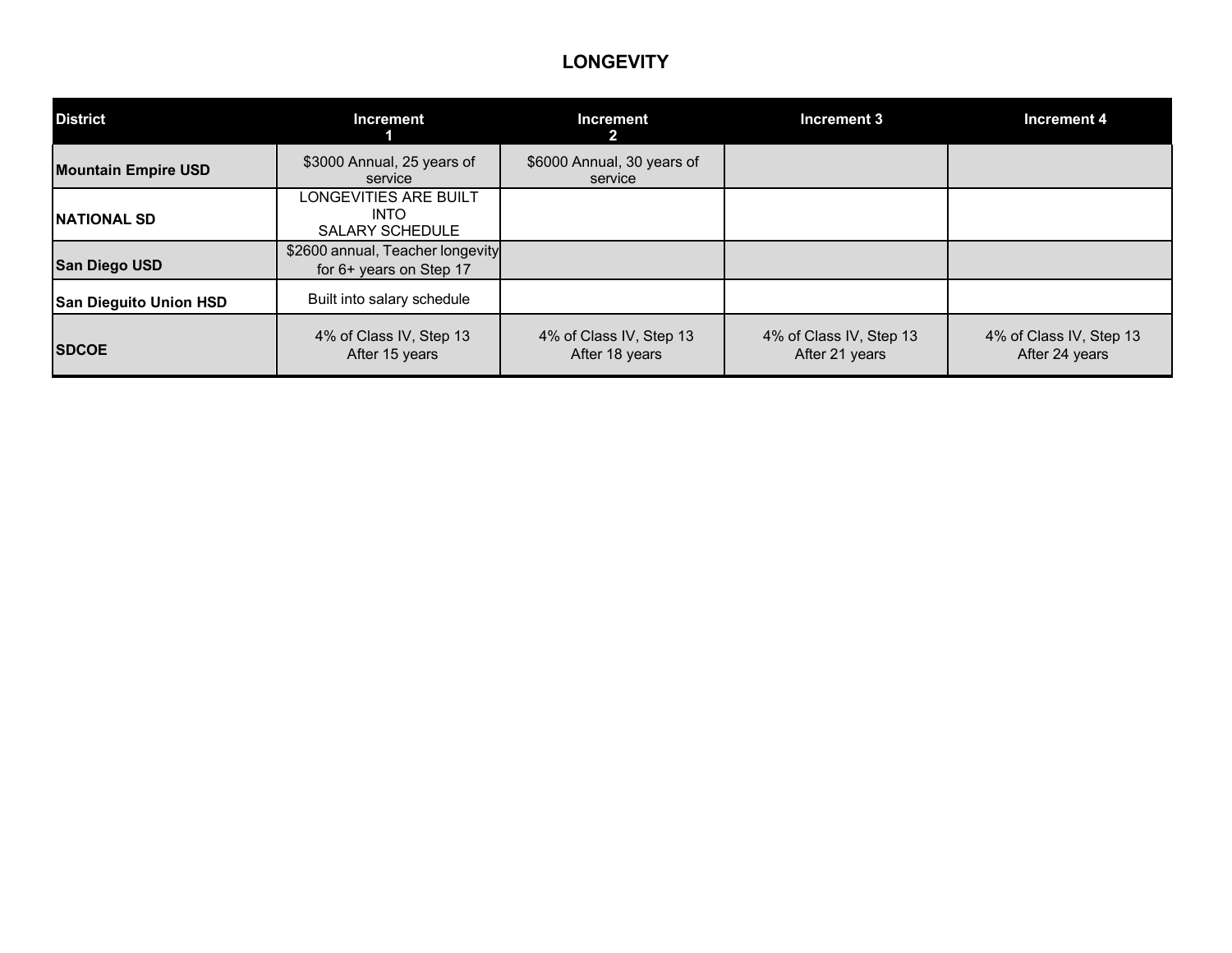# LONGEVITY

| District | Increment 1 | Increment 2 | Increment 3 | Increment 4 |
|---|---|---|---|---|
| **Mountain Empire USD** | $3000 Annual, 25 years of service | $6000 Annual, 30 years of service | | |
| **NATIONAL SD** | LONGEVITIES ARE BUILT INTO SALARY SCHEDULE | | | |
| **San Diego USD** | $2600 annual, Teacher longevity for 6+ years on Step 17 | | | |
| **San Dieguito Union HSD** | Built into salary schedule | | | |
| **SDCOE** | 4% of Class IV, Step 13 After 15 years | 4% of Class IV, Step 13 After 18 years | 4% of Class IV, Step 13 After 21 years | 4% of Class IV, Step 13 After 24 years |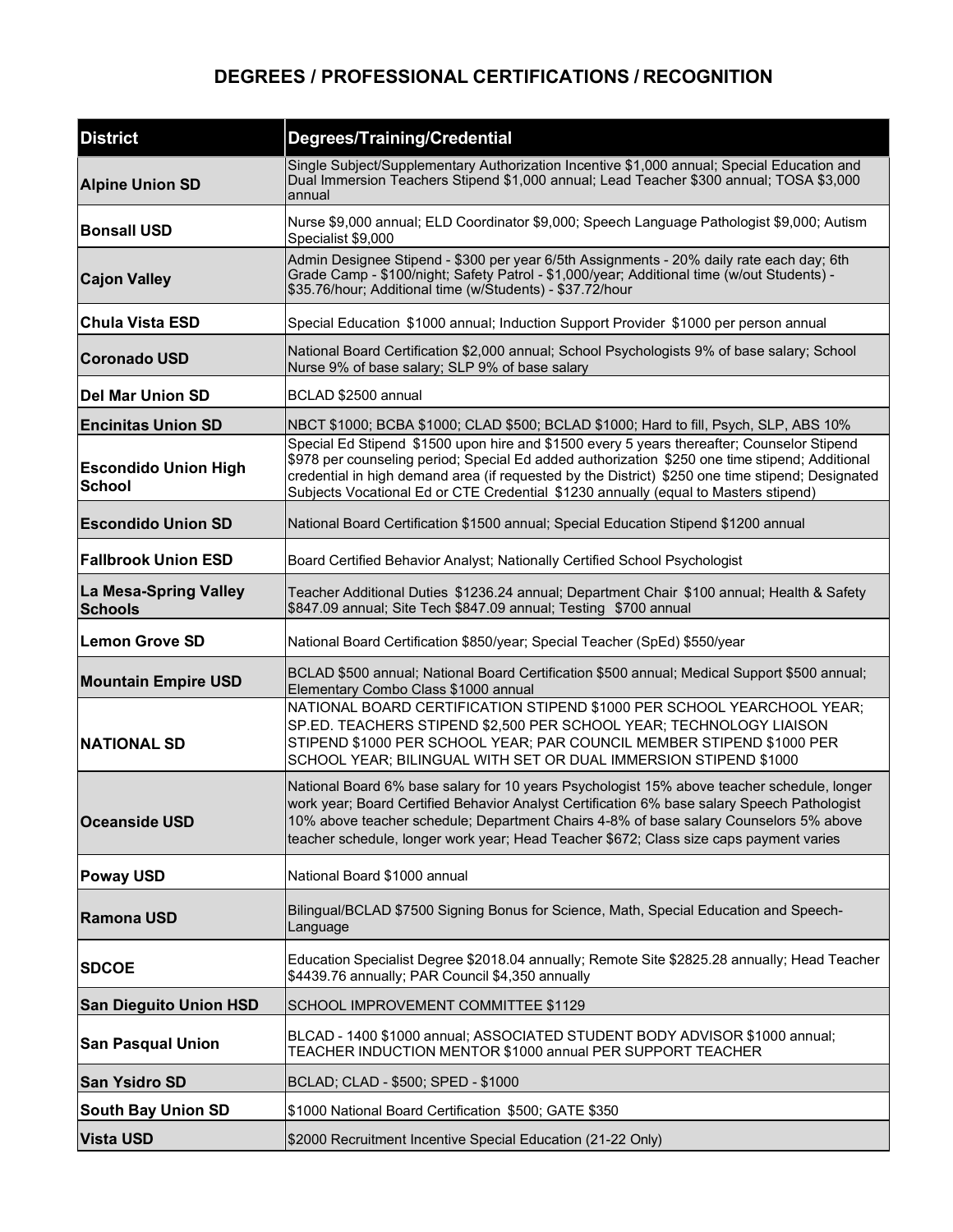# DEGREES / PROFESSIONAL CERTIFICATIONS / RECOGNITION

| District | Degrees/Training/Credential |
|---|---|
| **Alpine Union SD** | Single Subject/Supplementary Authorization Incentive $1,000 annual; Special Education and Dual Immersion Teachers Stipend $1,000 annual; Lead Teacher $300 annual; TOSA $3,000 annual |
| **Bonsall USD** | Nurse $9,000 annual; ELD Coordinator $9,000; Speech Language Pathologist $9,000; Autism Specialist $9,000 |
| **Cajon Valley** | Admin Designee Stipend - $300 per year 6/5th Assignments - 20% daily rate each day; 6th Grade Camp - $100/night; Safety Patrol - $1,000/year; Additional time (w/out Students) - $35.76/hour; Additional time (w/Students) - $37.72/hour |
| **Chula Vista ESD** | Special Education $1000 annual; Induction Support Provider $1000 per person annual |
| **Coronado USD** | National Board Certification $2,000 annual; School Psychologists 9% of base salary; School Nurse 9% of base salary; SLP 9% of base salary |
| **Del Mar Union SD** | BCLAD $2500 annual |
| **Encinitas Union SD** | NBCT $1000; BCBA $1000; CLAD $500; BCLAD $1000; Hard to fill, Psych, SLP, ABS 10% |
| **Escondido Union High School** | Special Ed Stipend $1500 upon hire and $1500 every 5 years thereafter; Counselor Stipend $978 per counseling period; Special Ed added authorization $250 one time stipend; Additional credential in high demand area (if requested by the District) $250 one time stipend; Designated Subjects Vocational Ed or CTE Credential $1230 annually (equal to Masters stipend) |
| **Escondido Union SD** | National Board Certification $1500 annual; Special Education Stipend $1200 annual |
| **Fallbrook Union ESD** | Board Certified Behavior Analyst; Nationally Certified School Psychologist |
| **La Mesa-Spring Valley Schools** | Teacher Additional Duties $1236.24 annual; Department Chair $100 annual; Health & Safety $847.09 annual; Site Tech $847.09 annual; Testing $700 annual |
| **Lemon Grove SD** | National Board Certification $850/year; Special Teacher (SpEd) $550/year |
| **Mountain Empire USD** | BCLAD $500 annual; National Board Certification $500 annual; Medical Support $500 annual; Elementary Combo Class $1000 annual |
| **NATIONAL SD** | NATIONAL BOARD CERTIFICATION STIPEND $1000 PER SCHOOL YEARCHOOL YEAR; SP.ED. TEACHERS STIPEND $2,500 PER SCHOOL YEAR; TECHNOLOGY LIAISON STIPEND $1000 PER SCHOOL YEAR; PAR COUNCIL MEMBER STIPEND $1000 PER SCHOOL YEAR; BILINGUAL WITH SET OR DUAL IMMERSION STIPEND $1000 |
| **Oceanside USD** | National Board 6% base salary for 10 years Psychologist 15% above teacher schedule, longer work year; Board Certified Behavior Analyst Certification 6% base salary Speech Pathologist 10% above teacher schedule; Department Chairs 4-8% of base salary Counselors 5% above teacher schedule, longer work year; Head Teacher $672; Class size caps payment varies |
| **Poway USD** | National Board $1000 annual |
| **Ramona USD** | Bilingual/BCLAD $7500 Signing Bonus for Science, Math, Special Education and Speech-Language |
| **SDCOE** | Education Specialist Degree $2018.04 annually; Remote Site $2825.28 annually; Head Teacher $4439.76 annually; PAR Council $4,350 annually |
| **San Dieguito Union HSD** | SCHOOL IMPROVEMENT COMMITTEE $1129 |
| **San Pasqual Union** | BLCAD - 1400 $1000 annual; ASSOCIATED STUDENT BODY ADVISOR $1000 annual; TEACHER INDUCTION MENTOR $1000 annual PER SUPPORT TEACHER |
| **San Ysidro SD** | BCLAD; CLAD - $500; SPED - $1000 |
| **South Bay Union SD** | $1000 National Board Certification $500; GATE $350 |
| **Vista USD** | $2000 Recruitment Incentive Special Education (21-22 Only) |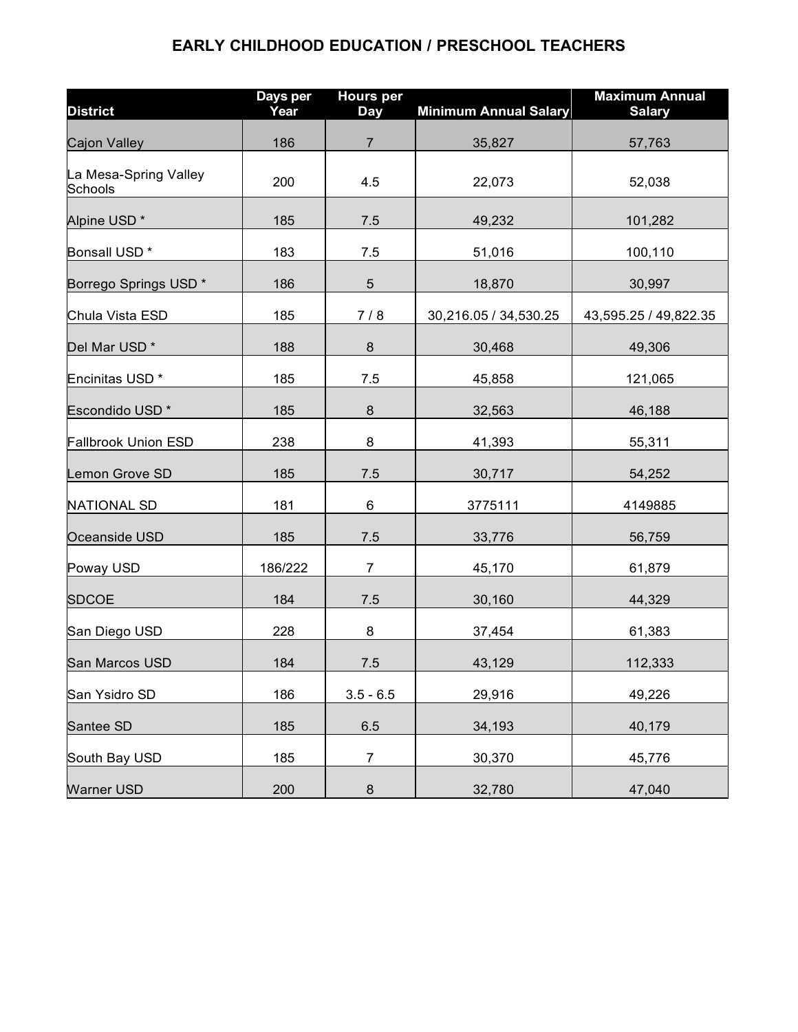## EARLY CHILDHOOD EDUCATION / PRESCHOOL TEACHERS

| District | Days per Year | Hours per Day | Minimum Annual Salary | Maximum Annual Salary |
|---|---|---|---|---|
| Cajon Valley | 186 | 7 | 35,827 | 57,763 |
| La Mesa-Spring Valley Schools | 200 | 4.5 | 22,073 | 52,038 |
| Alpine USD * | 185 | 7.5 | 49,232 | 101,282 |
| Bonsall USD * | 183 | 7.5 | 51,016 | 100,110 |
| Borrego Springs USD * | 186 | 5 | 18,870 | 30,997 |
| Chula Vista ESD | 185 | 7 / 8 | 30,216.05 / 34,530.25 | 43,595.25 / 49,822.35 |
| Del Mar USD * | 188 | 8 | 30,468 | 49,306 |
| Encinitas USD * | 185 | 7.5 | 45,858 | 121,065 |
| Escondido USD * | 185 | 8 | 32,563 | 46,188 |
| Fallbrook Union ESD | 238 | 8 | 41,393 | 55,311 |
| Lemon Grove SD | 185 | 7.5 | 30,717 | 54,252 |
| NATIONAL SD | 181 | 6 | 3775111 | 4149885 |
| Oceanside USD | 185 | 7.5 | 33,776 | 56,759 |
| Poway USD | 186/222 | 7 | 45,170 | 61,879 |
| SDCOE | 184 | 7.5 | 30,160 | 44,329 |
| San Diego USD | 228 | 8 | 37,454 | 61,383 |
| San Marcos USD | 184 | 7.5 | 43,129 | 112,333 |
| San Ysidro SD | 186 | 3.5 - 6.5 | 29,916 | 49,226 |
| Santee SD | 185 | 6.5 | 34,193 | 40,179 |
| South Bay USD | 185 | 7 | 30,370 | 45,776 |
| Warner USD | 200 | 8 | 32,780 | 47,040 |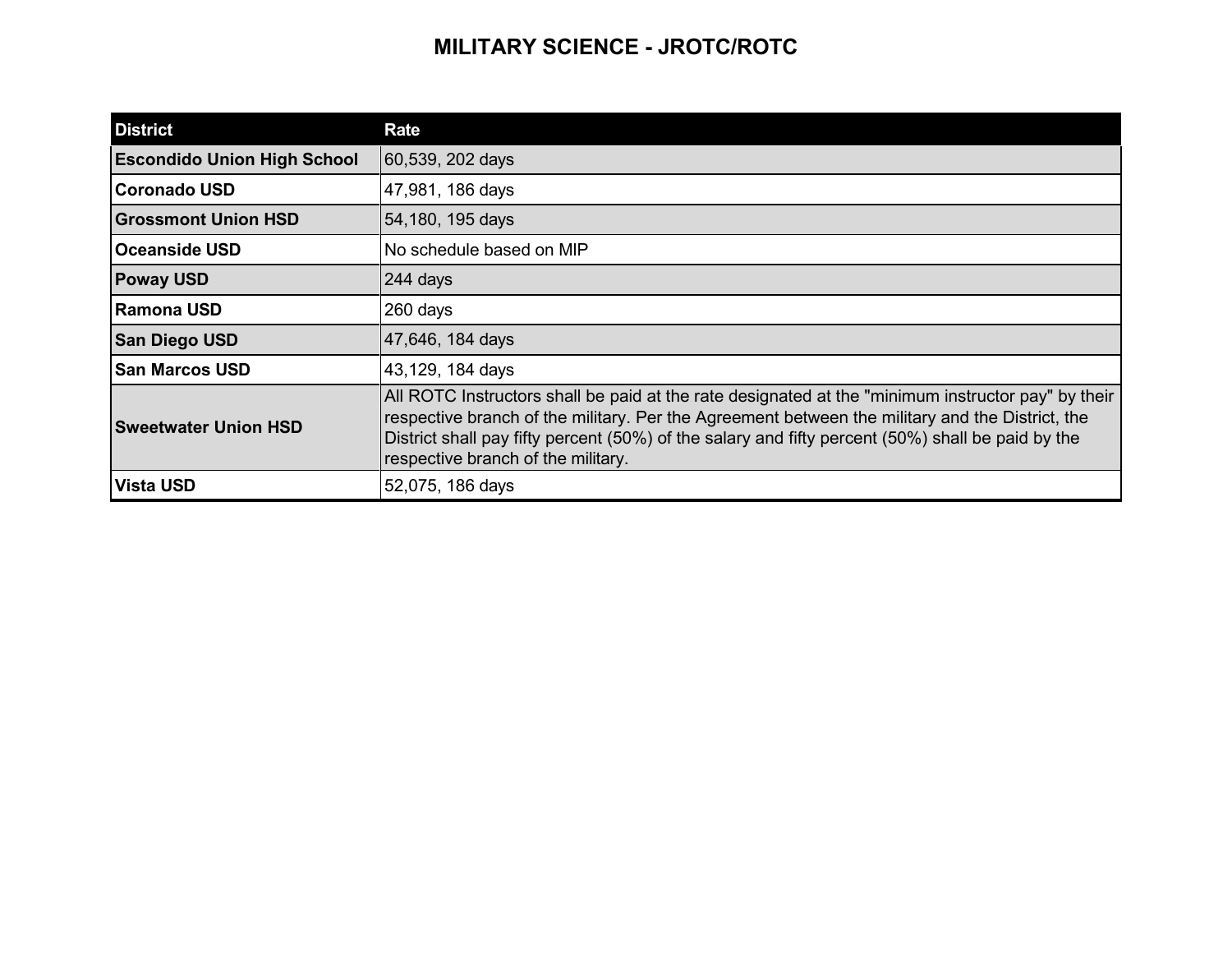# MILITARY SCIENCE - JROTC/ROTC

| District | Rate |
|---|---|
| **Escondido Union High School** | 60,539, 202 days |
| **Coronado USD** | 47,981, 186 days |
| **Grossmont Union HSD** | 54,180, 195 days |
| **Oceanside USD** | No schedule based on MIP |
| **Poway USD** | 244 days |
| **Ramona USD** | 260 days |
| **San Diego USD** | 47,646, 184 days |
| **San Marcos USD** | 43,129, 184 days |
| **Sweetwater Union HSD** | All ROTC Instructors shall be paid at the rate designated at the "minimum instructor pay" by their respective branch of the military. Per the Agreement between the military and the District, the District shall pay fifty percent (50%) of the salary and fifty percent (50%) shall be paid by the respective branch of the military. |
| **Vista USD** | 52,075, 186 days |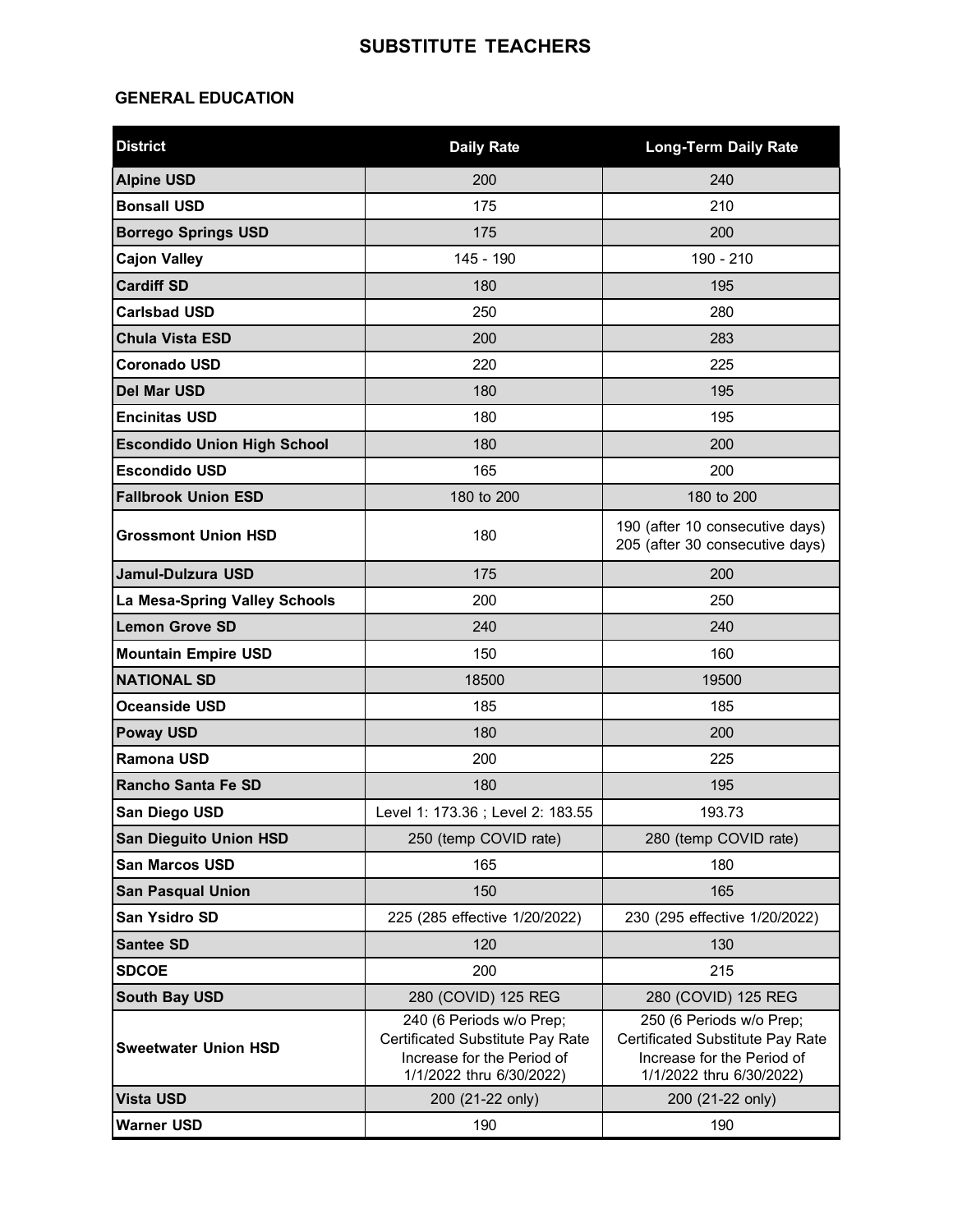# SUBSTITUTE TEACHERS

## GENERAL EDUCATION

| District | Daily Rate | Long-Term Daily Rate |
|---|---|---|
| **Alpine USD** | 200 | 240 |
| **Bonsall USD** | 175 | 210 |
| **Borrego Springs USD** | 175 | 200 |
| **Cajon Valley** | 145 - 190 | 190 - 210 |
| **Cardiff SD** | 180 | 195 |
| **Carlsbad USD** | 250 | 280 |
| **Chula Vista ESD** | 200 | 283 |
| **Coronado USD** | 220 | 225 |
| **Del Mar USD** | 180 | 195 |
| **Encinitas USD** | 180 | 195 |
| **Escondido Union High School** | 180 | 200 |
| **Escondido USD** | 165 | 200 |
| **Fallbrook Union ESD** | 180 to 200 | 180 to 200 |
| **Grossmont Union HSD** | 180 | 190 (after 10 consecutive days) 205 (after 30 consecutive days) |
| **Jamul-Dulzura USD** | 175 | 200 |
| **La Mesa-Spring Valley Schools** | 200 | 250 |
| **Lemon Grove SD** | 240 | 240 |
| **Mountain Empire USD** | 150 | 160 |
| **NATIONAL SD** | 18500 | 19500 |
| **Oceanside USD** | 185 | 185 |
| **Poway USD** | 180 | 200 |
| **Ramona USD** | 200 | 225 |
| **Rancho Santa Fe SD** | 180 | 195 |
| **San Diego USD** | Level 1: 173.36 ; Level 2: 183.55 | 193.73 |
| **San Dieguito Union HSD** | 250 (temp COVID rate) | 280 (temp COVID rate) |
| **San Marcos USD** | 165 | 180 |
| **San Pasqual Union** | 150 | 165 |
| **San Ysidro SD** | 225 (285 effective 1/20/2022) | 230 (295 effective 1/20/2022) |
| **Santee SD** | 120 | 130 |
| **SDCOE** | 200 | 215 |
| **South Bay USD** | 280 (COVID) 125 REG | 280 (COVID) 125 REG |
| **Sweetwater Union HSD** | 240 (6 Periods w/o Prep; Certificated Substitute Pay Rate Increase for the Period of 1/1/2022 thru 6/30/2022) | 250 (6 Periods w/o Prep; Certificated Substitute Pay Rate Increase for the Period of 1/1/2022 thru 6/30/2022) |
| **Vista USD** | 200 (21-22 only) | 200 (21-22 only) |
| **Warner USD** | 190 | 190 |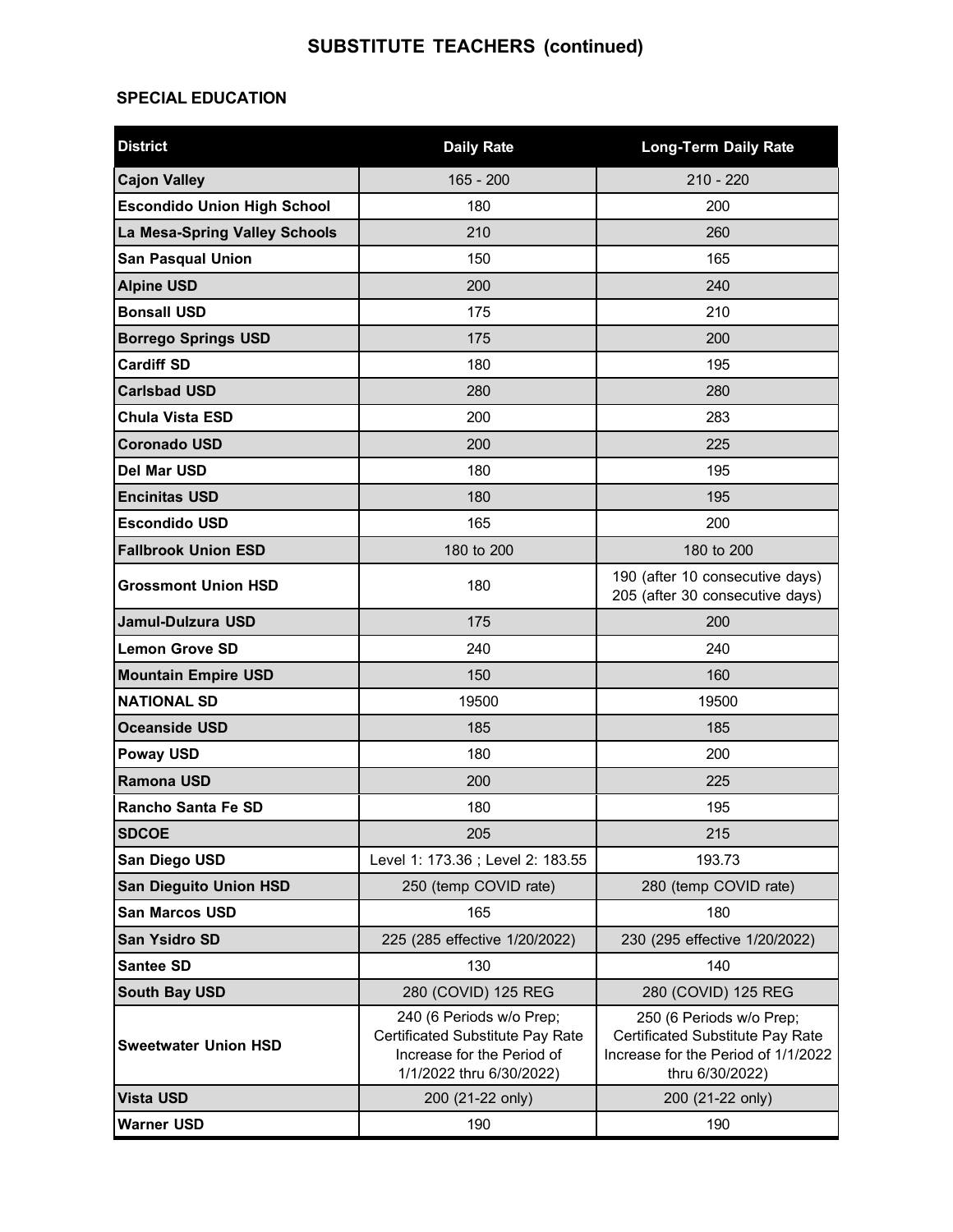# SUBSTITUTE TEACHERS (continued)

## SPECIAL EDUCATION

| District | Daily Rate | Long-Term Daily Rate |
|---|---|---|
| **Cajon Valley** | 165 - 200 | 210 - 220 |
| **Escondido Union High School** | 180 | 200 |
| **La Mesa-Spring Valley Schools** | 210 | 260 |
| **San Pasqual Union** | 150 | 165 |
| **Alpine USD** | 200 | 240 |
| **Bonsall USD** | 175 | 210 |
| **Borrego Springs USD** | 175 | 200 |
| **Cardiff SD** | 180 | 195 |
| **Carlsbad USD** | 280 | 280 |
| **Chula Vista ESD** | 200 | 283 |
| **Coronado USD** | 200 | 225 |
| **Del Mar USD** | 180 | 195 |
| **Encinitas USD** | 180 | 195 |
| **Escondido USD** | 165 | 200 |
| **Fallbrook Union ESD** | 180 to 200 | 180 to 200 |
| **Grossmont Union HSD** | 180 | 190 (after 10 consecutive days) 205 (after 30 consecutive days) |
| **Jamul-Dulzura USD** | 175 | 200 |
| **Lemon Grove SD** | 240 | 240 |
| **Mountain Empire USD** | 150 | 160 |
| **NATIONAL SD** | 19500 | 19500 |
| **Oceanside USD** | 185 | 185 |
| **Poway USD** | 180 | 200 |
| **Ramona USD** | 200 | 225 |
| **Rancho Santa Fe SD** | 180 | 195 |
| **SDCOE** | 205 | 215 |
| **San Diego USD** | Level 1: 173.36 ; Level 2: 183.55 | 193.73 |
| **San Dieguito Union HSD** | 250 (temp COVID rate) | 280 (temp COVID rate) |
| **San Marcos USD** | 165 | 180 |
| **San Ysidro SD** | 225 (285 effective 1/20/2022) | 230 (295 effective 1/20/2022) |
| **Santee SD** | 130 | 140 |
| **South Bay USD** | 280 (COVID) 125 REG | 280 (COVID) 125 REG |
| **Sweetwater Union HSD** | 240 (6 Periods w/o Prep; Certificated Substitute Pay Rate Increase for the Period of 1/1/2022 thru 6/30/2022) | 250 (6 Periods w/o Prep; Certificated Substitute Pay Rate Increase for the Period of 1/1/2022 thru 6/30/2022) |
| **Vista USD** | 200 (21-22 only) | 200 (21-22 only) |
| **Warner USD** | 190 | 190 |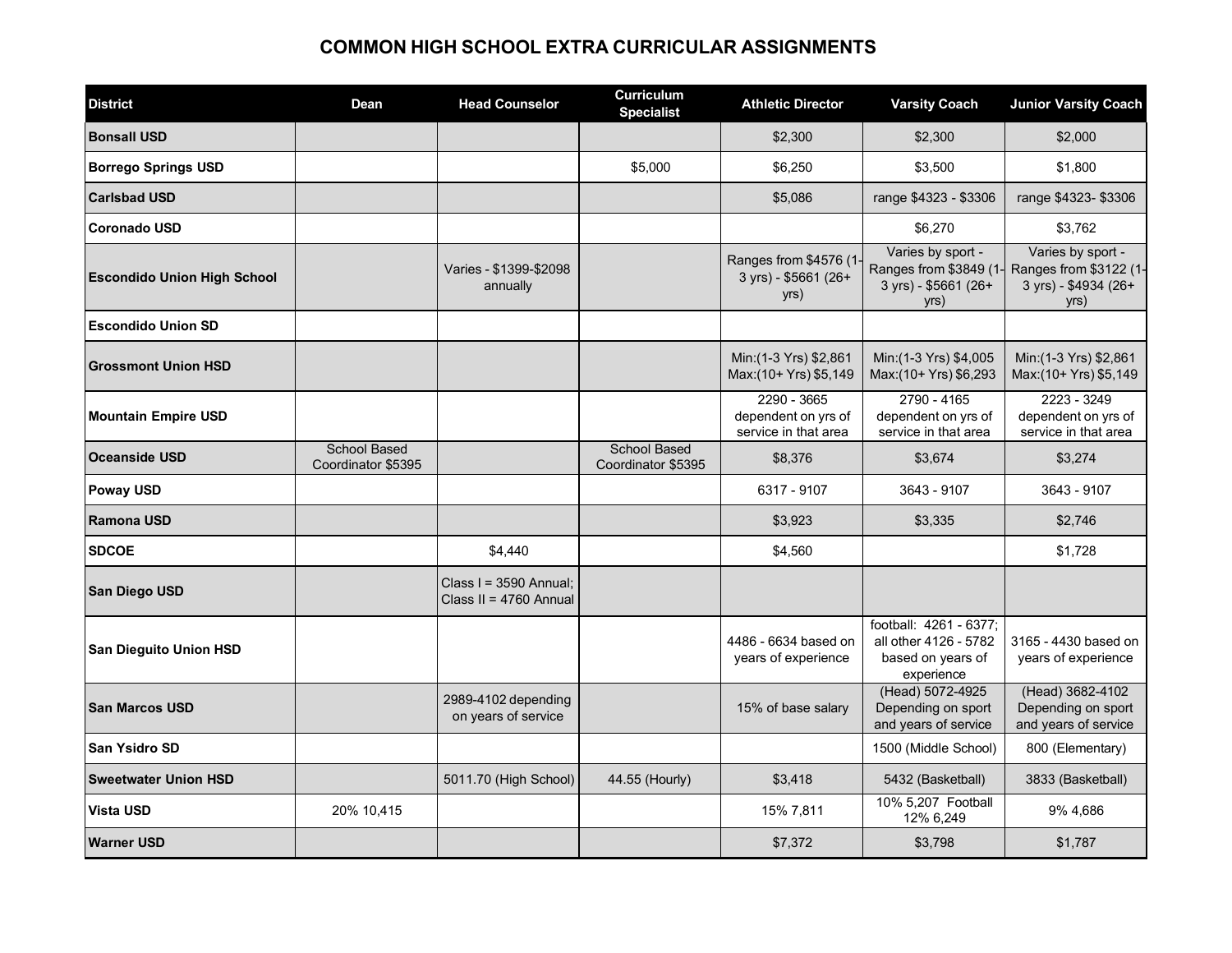# COMMON HIGH SCHOOL EXTRA CURRICULAR ASSIGNMENTS

| District | Dean | Head Counselor | Curriculum Specialist | Athletic Director | Varsity Coach | Junior Varsity Coach |
|---|---|---|---|---|---|---|
| Bonsall USD | | | | $2,300 | $2,300 | $2,000 |
| Borrego Springs USD | | | $5,000 | $6,250 | $3,500 | $1,800 |
| Carlsbad USD | | | | $5,086 | range $4323 - $3306 | range $4323- $3306 |
| Coronado USD | | | | | $6,270 | $3,762 |
| Escondido Union High School | | Varies - $1399-$2098 annually | | Ranges from $4576 (1-3 yrs) - $5661 (26+ yrs) | Varies by sport - Ranges from $3849 (1-3 yrs) - $5661 (26+ yrs) | Varies by sport - Ranges from $3122 (1-3 yrs) - $4934 (26+ yrs) |
| Escondido Union SD | | | | | | |
| Grossmont Union HSD | | | | Min:(1-3 Yrs) $2,861 Max:(10+ Yrs) $5,149 | Min:(1-3 Yrs) $4,005 Max:(10+ Yrs) $6,293 | Min:(1-3 Yrs) $2,861 Max:(10+ Yrs) $5,149 |
| Mountain Empire USD | | | | 2290 - 3665 dependent on yrs of service in that area | 2790 - 4165 dependent on yrs of service in that area | 2223 - 3249 dependent on yrs of service in that area |
| Oceanside USD | School Based Coordinator $5395 | | School Based Coordinator $5395 | $8,376 | $3,674 | $3,274 |
| Poway USD | | | | 6317 - 9107 | 3643 - 9107 | 3643 - 9107 |
| Ramona USD | | | | $3,923 | $3,335 | $2,746 |
| SDCOE | | $4,440 | | $4,560 | | $1,728 |
| San Diego USD | | Class I = 3590 Annual; Class II = 4760 Annual | | | | |
| San Dieguito Union HSD | | | | 4486 - 6634 based on years of experience | football: 4261 - 6377; all other 4126 - 5782 based on years of experience | 3165 - 4430 based on years of experience |
| San Marcos USD | | 2989-4102 depending on years of service | | 15% of base salary | (Head) 5072-4925 Depending on sport and years of service | (Head) 3682-4102 Depending on sport and years of service |
| San Ysidro SD | | | | | 1500 (Middle School) | 800 (Elementary) |
| Sweetwater Union HSD | | 5011.70 (High School) | 44.55 (Hourly) | $3,418 | 5432 (Basketball) | 3833 (Basketball) |
| Vista USD | 20% 10,415 | | | 15% 7,811 | 10% 5,207 Football 12% 6,249 | 9% 4,686 |
| Warner USD | | | | $7,372 | $3,798 | $1,787 |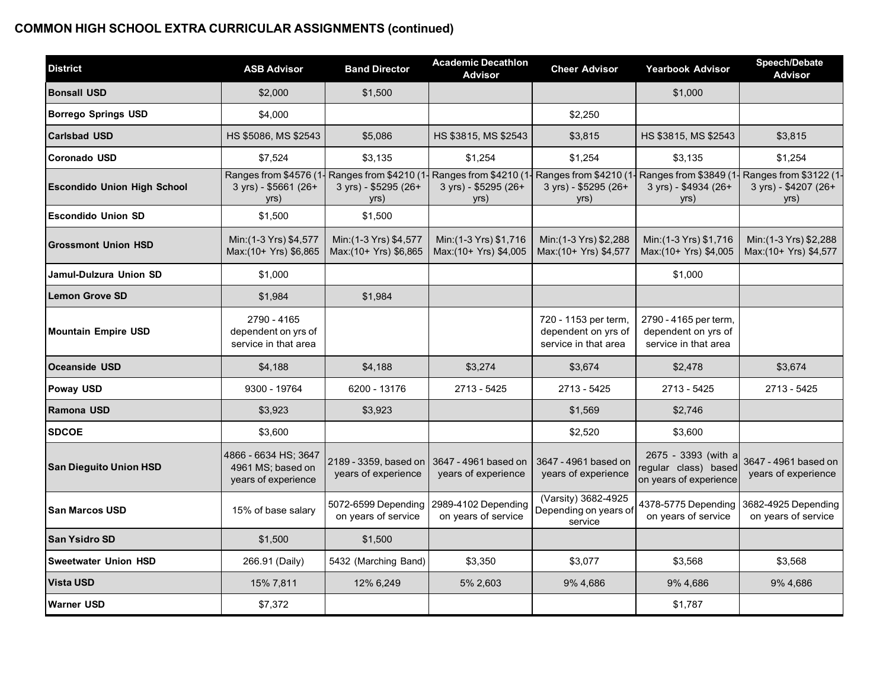**COMMON HIGH SCHOOL EXTRA CURRICULAR ASSIGNMENTS (continued)**

| District | ASB Advisor | Band Director | Academic Decathlon Advisor | Cheer Advisor | Yearbook Advisor | Speech/Debate Advisor |
|---|---|---|---|---|---|---|
| Bonsall USD | $2,000 | $1,500 | | | $1,000 | |
| Borrego Springs USD | $4,000 | | | $2,250 | | |
| Carlsbad USD | HS $5086, MS $2543 | $5,086 | HS $3815, MS $2543 | $3,815 | HS $3815, MS $2543 | $3,815 |
| Coronado USD | $7,524 | $3,135 | $1,254 | $1,254 | $3,135 | $1,254 |
| Escondido Union High School | Ranges from $4576 (1-3 yrs) - $5661 (26+ yrs) | Ranges from $4210 (1-3 yrs) - $5295 (26+ yrs) | Ranges from $4210 (1-3 yrs) - $5295 (26+ yrs) | Ranges from $4210 (1-3 yrs) - $5295 (26+ yrs) | Ranges from $3849 (1-3 yrs) - $4934 (26+ yrs) | Ranges from $3122 (1-3 yrs) - $4207 (26+ yrs) |
| Escondido Union SD | $1,500 | $1,500 | | | | |
| Grossmont Union HSD | Min:(1-3 Yrs) $4,577 Max:(10+ Yrs) $6,865 | Min:(1-3 Yrs) $4,577 Max:(10+ Yrs) $6,865 | Min:(1-3 Yrs) $1,716 Max:(10+ Yrs) $4,005 | Min:(1-3 Yrs) $2,288 Max:(10+ Yrs) $4,577 | Min:(1-3 Yrs) $1,716 Max:(10+ Yrs) $4,005 | Min:(1-3 Yrs) $2,288 Max:(10+ Yrs) $4,577 |
| Jamul-Dulzura Union SD | $1,000 | | | | $1,000 | |
| Lemon Grove SD | $1,984 | $1,984 | | | | |
| Mountain Empire USD | 2790 - 4165 dependent on yrs of service in that area | | | 720 - 1153 per term, dependent on yrs of service in that area | 2790 - 4165 per term, dependent on yrs of service in that area | |
| Oceanside USD | $4,188 | $4,188 | $3,274 | $3,674 | $2,478 | $3,674 |
| Poway USD | 9300 - 19764 | 6200 - 13176 | 2713 - 5425 | 2713 - 5425 | 2713 - 5425 | 2713 - 5425 |
| Ramona USD | $3,923 | $3,923 | | $1,569 | $2,746 | |
| SDCOE | $3,600 | | | $2,520 | $3,600 | |
| San Dieguito Union HSD | 4866 - 6634 HS; 3647 4961 MS; based on years of experience | 2189 - 3359, based on years of experience | 3647 - 4961 based on years of experience | 3647 - 4961 based on years of experience | 2675 - 3393 (with a regular class) based on years of experience | 3647 - 4961 based on years of experience |
| San Marcos USD | 15% of base salary | 5072-6599 Depending on years of service | 2989-4102 Depending on years of service | (Varsity) 3682-4925 Depending on years of service | 4378-5775 Depending on years of service | 3682-4925 Depending on years of service |
| San Ysidro SD | $1,500 | $1,500 | | | | |
| Sweetwater Union HSD | 266.91 (Daily) | 5432 (Marching Band) | $3,350 | $3,077 | $3,568 | $3,568 |
| Vista USD | 15% 7,811 | 12% 6,249 | 5% 2,603 | 9% 4,686 | 9% 4,686 | 9% 4,686 |
| Warner USD | $7,372 | | | | $1,787 | |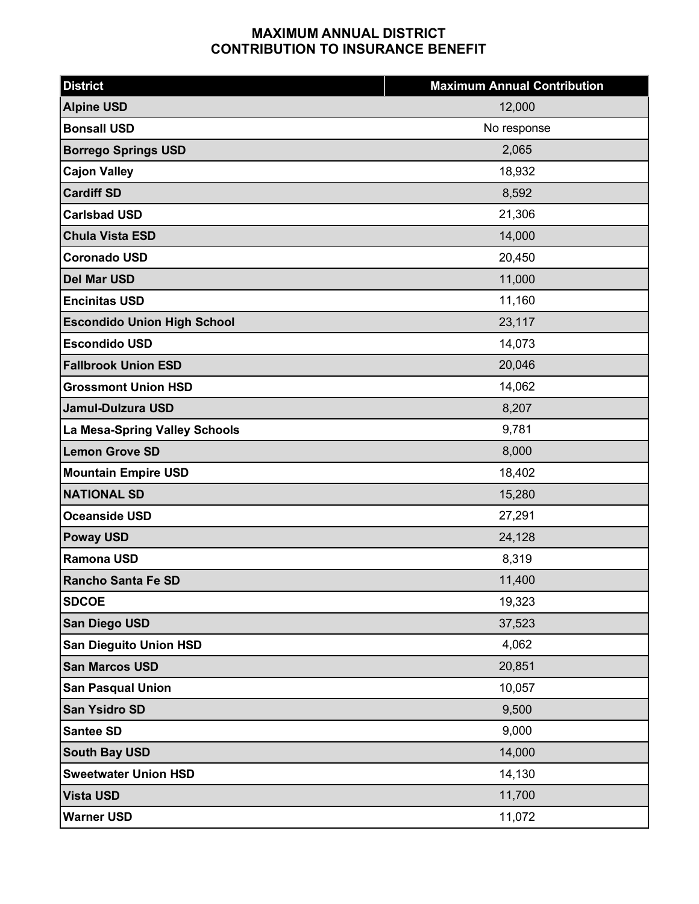# MAXIMUM ANNUAL DISTRICT CONTRIBUTION TO INSURANCE BENEFIT

| District | Maximum Annual Contribution |
|---|---|
| **Alpine USD** | 12,000 |
| **Bonsall USD** | No response |
| **Borrego Springs USD** | 2,065 |
| **Cajon Valley** | 18,932 |
| **Cardiff SD** | 8,592 |
| **Carlsbad USD** | 21,306 |
| **Chula Vista ESD** | 14,000 |
| **Coronado USD** | 20,450 |
| **Del Mar USD** | 11,000 |
| **Encinitas USD** | 11,160 |
| **Escondido Union High School** | 23,117 |
| **Escondido USD** | 14,073 |
| **Fallbrook Union ESD** | 20,046 |
| **Grossmont Union HSD** | 14,062 |
| **Jamul-Dulzura USD** | 8,207 |
| **La Mesa-Spring Valley Schools** | 9,781 |
| **Lemon Grove SD** | 8,000 |
| **Mountain Empire USD** | 18,402 |
| **NATIONAL SD** | 15,280 |
| **Oceanside USD** | 27,291 |
| **Poway USD** | 24,128 |
| **Ramona USD** | 8,319 |
| **Rancho Santa Fe SD** | 11,400 |
| **SDCOE** | 19,323 |
| **San Diego USD** | 37,523 |
| **San Dieguito Union HSD** | 4,062 |
| **San Marcos USD** | 20,851 |
| **San Pasqual Union** | 10,057 |
| **San Ysidro SD** | 9,500 |
| **Santee SD** | 9,000 |
| **South Bay USD** | 14,000 |
| **Sweetwater Union HSD** | 14,130 |
| **Vista USD** | 11,700 |
| **Warner USD** | 11,072 |